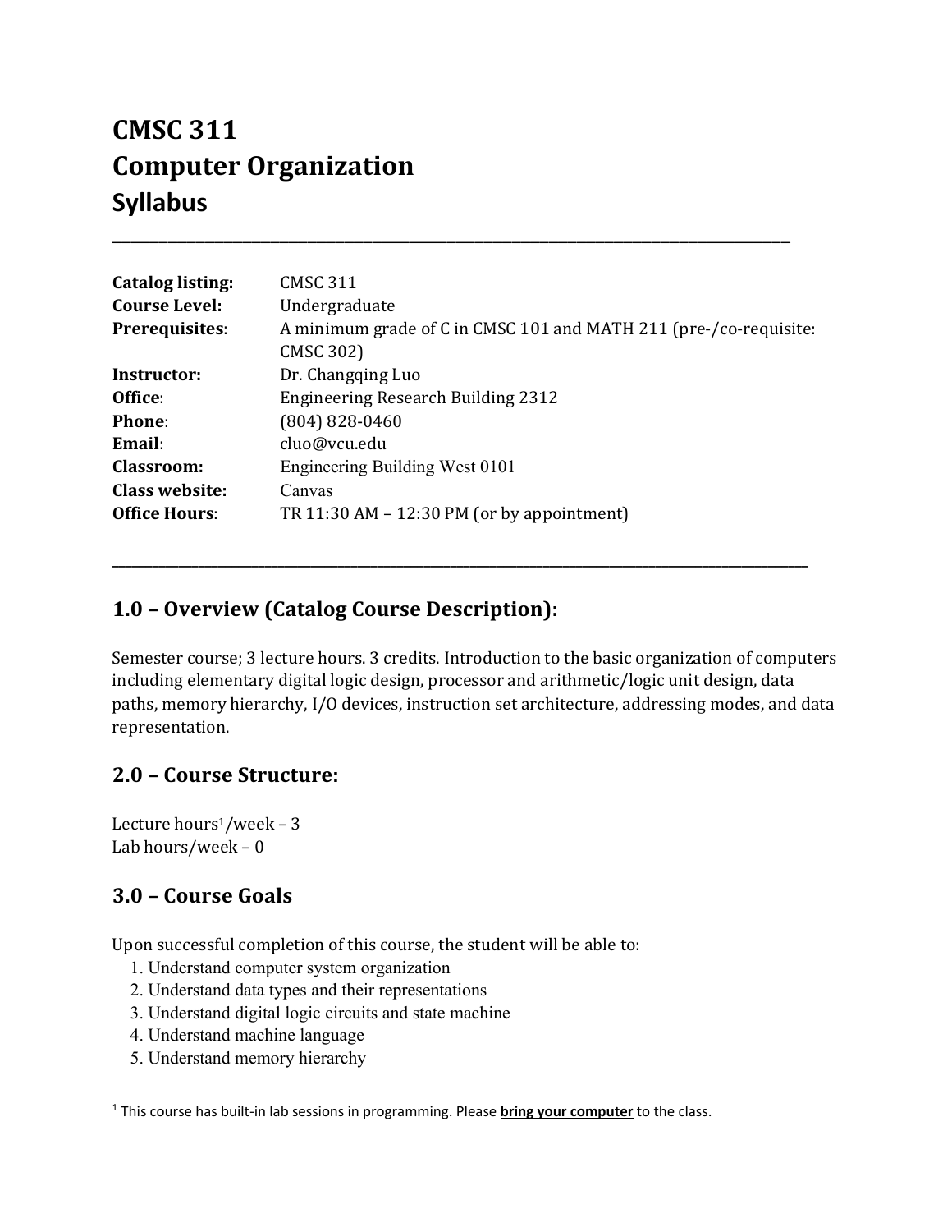# CMSC 311
# Computer Organization
# Syllabus

---

| | |
|---|---|
| **Catalog listing:** | CMSC 311 |
| **Course Level:** | Undergraduate |
| **Prerequisites**: | A minimum grade of C in CMSC 101 and MATH 211 (pre-/co-requisite: CMSC 302) |
| **Instructor:** | Dr. Changqing Luo |
| **Office**: | Engineering Research Building 2312 |
| **Phone**: | (804) 828-0460 |
| **Email**: | cluo@vcu.edu |
| **Classroom:** | Engineering Building West 0101 |
| **Class website:** | Canvas |
| **Office Hours**: | TR 11:30 AM – 12:30 PM (or by appointment) |

---

## 1.0 – Overview (Catalog Course Description):

Semester course; 3 lecture hours. 3 credits. Introduction to the basic organization of computers including elementary digital logic design, processor and arithmetic/logic unit design, data paths, memory hierarchy, I/O devices, instruction set architecture, addressing modes, and data representation.

## 2.0 – Course Structure:

Lecture hours[1]/week – 3
Lab hours/week – 0

## 3.0 – Course Goals

Upon successful completion of this course, the student will be able to:

1. Understand computer system organization
2. Understand data types and their representations
3. Understand digital logic circuits and state machine
4. Understand machine language
5. Understand memory hierarchy

---

[1] This course has built-in lab sessions in programming. Please **bring your computer** to the class.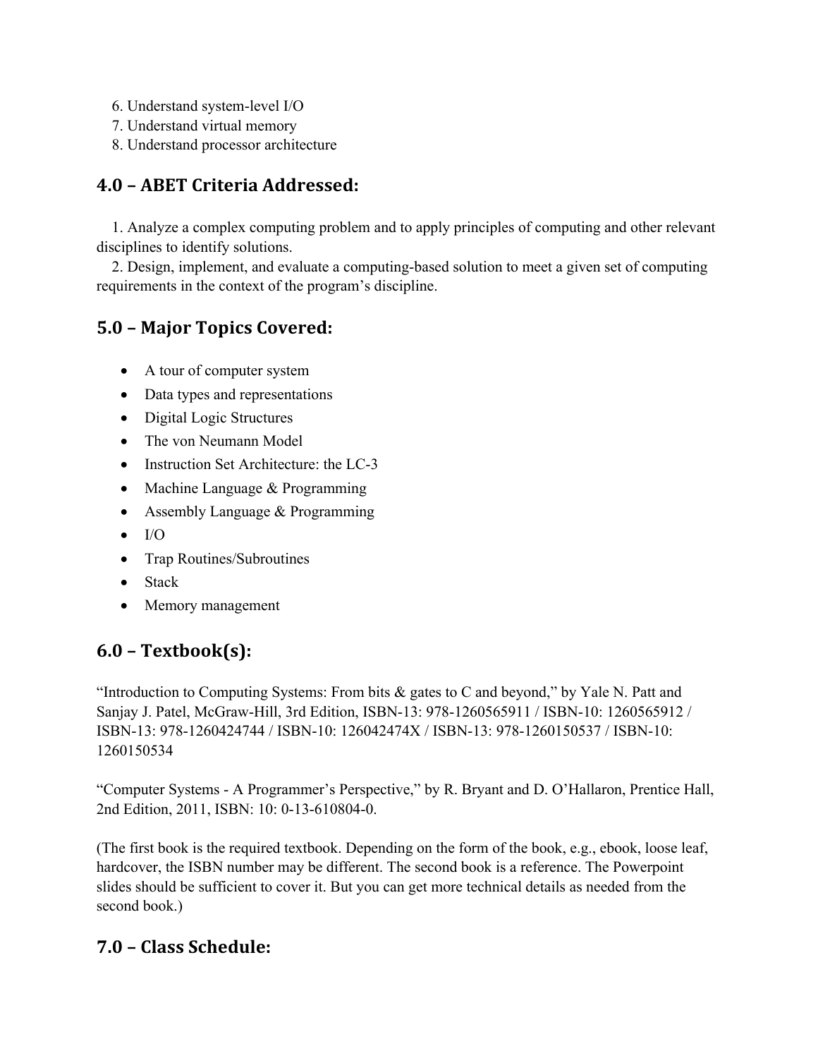6. Understand system-level I/O
7. Understand virtual memory
8. Understand processor architecture

## 4.0 – ABET Criteria Addressed:

1. Analyze a complex computing problem and to apply principles of computing and other relevant disciplines to identify solutions.
2. Design, implement, and evaluate a computing-based solution to meet a given set of computing requirements in the context of the program's discipline.

## 5.0 – Major Topics Covered:

- A tour of computer system
- Data types and representations
- Digital Logic Structures
- The von Neumann Model
- Instruction Set Architecture: the LC-3
- Machine Language & Programming
- Assembly Language & Programming
- I/O
- Trap Routines/Subroutines
- Stack
- Memory management

## 6.0 – Textbook(s):

"Introduction to Computing Systems: From bits & gates to C and beyond," by Yale N. Patt and Sanjay J. Patel, McGraw-Hill, 3rd Edition, ISBN-13: 978-1260565911 / ISBN-10: 1260565912 / ISBN-13: 978-1260424744 / ISBN-10: 126042474X / ISBN-13: 978-1260150537 / ISBN-10: 1260150534

"Computer Systems - A Programmer's Perspective," by R. Bryant and D. O'Hallaron, Prentice Hall, 2nd Edition, 2011, ISBN: 10: 0-13-610804-0.

(The first book is the required textbook. Depending on the form of the book, e.g., ebook, loose leaf, hardcover, the ISBN number may be different. The second book is a reference. The Powerpoint slides should be sufficient to cover it. But you can get more technical details as needed from the second book.)

## 7.0 – Class Schedule: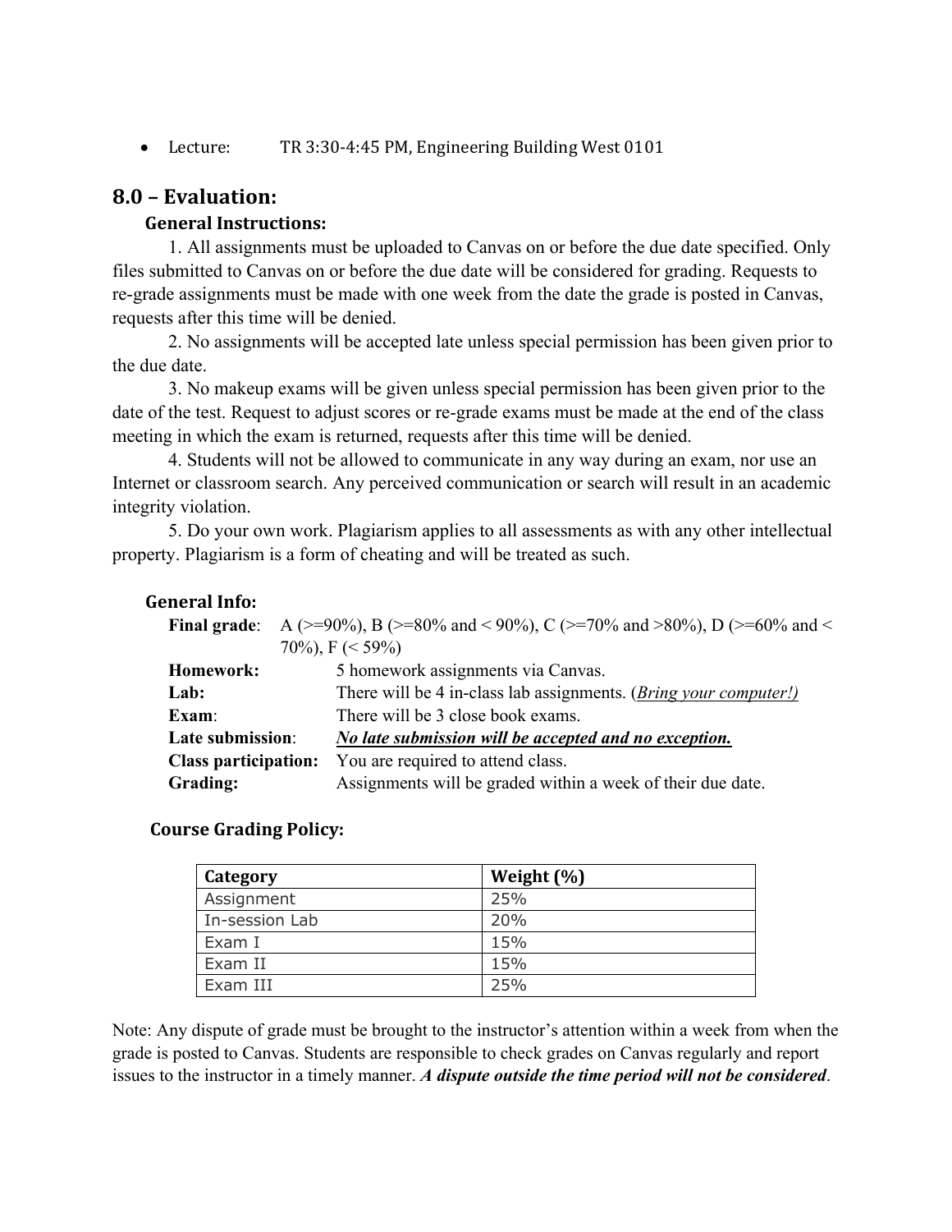- Lecture: TR 3:30-4:45 PM, Engineering Building West 0101

## 8.0 – Evaluation:

### General Instructions:

1. All assignments must be uploaded to Canvas on or before the due date specified. Only files submitted to Canvas on or before the due date will be considered for grading. Requests to re-grade assignments must be made with one week from the date the grade is posted in Canvas, requests after this time will be denied.

2. No assignments will be accepted late unless special permission has been given prior to the due date.

3. No makeup exams will be given unless special permission has been given prior to the date of the test. Request to adjust scores or re-grade exams must be made at the end of the class meeting in which the exam is returned, requests after this time will be denied.

4. Students will not be allowed to communicate in any way during an exam, nor use an Internet or classroom search. Any perceived communication or search will result in an academic integrity violation.

5. Do your own work. Plagiarism applies to all assessments as with any other intellectual property. Plagiarism is a form of cheating and will be treated as such.

### General Info:

**Final grade**: A (>=90%), B (>=80% and < 90%), C (>=70% and >80%), D (>=60% and < 70%), F (< 59%)

**Homework:** 5 homework assignments via Canvas.

**Lab:** There will be 4 in-class lab assignments. (*Bring your computer!)*

**Exam**: There will be 3 close book exams.

**Late submission**: ***No late submission will be accepted and no exception.***

**Class participation:** You are required to attend class.

**Grading:** Assignments will be graded within a week of their due date.

### Course Grading Policy:

| Category | Weight (%) |
|---|---|
| Assignment | 25% |
| In-session Lab | 20% |
| Exam I | 15% |
| Exam II | 15% |
| Exam III | 25% |

Note: Any dispute of grade must be brought to the instructor's attention within a week from when the grade is posted to Canvas. Students are responsible to check grades on Canvas regularly and report issues to the instructor in a timely manner. ***A dispute outside the time period will not be considered***.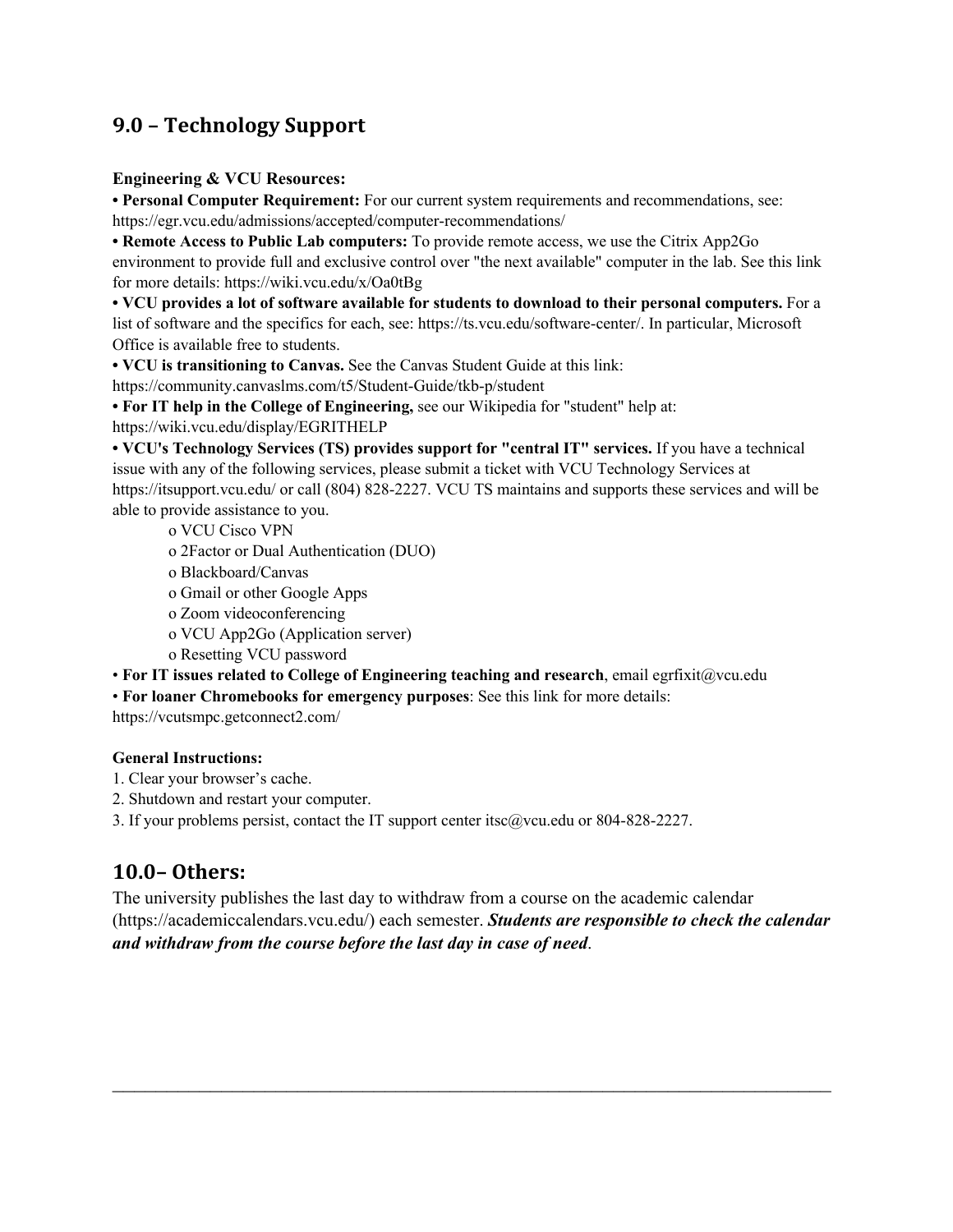## 9.0 – Technology Support

**Engineering & VCU Resources:**

- **Personal Computer Requirement:** For our current system requirements and recommendations, see: https://egr.vcu.edu/admissions/accepted/computer-recommendations/
- **Remote Access to Public Lab computers:** To provide remote access, we use the Citrix App2Go environment to provide full and exclusive control over "the next available" computer in the lab. See this link for more details: https://wiki.vcu.edu/x/Oa0tBg
- **VCU provides a lot of software available for students to download to their personal computers.** For a list of software and the specifics for each, see: https://ts.vcu.edu/software-center/. In particular, Microsoft Office is available free to students.
- **VCU is transitioning to Canvas.** See the Canvas Student Guide at this link: https://community.canvaslms.com/t5/Student-Guide/tkb-p/student
- **For IT help in the College of Engineering,** see our Wikipedia for "student" help at: https://wiki.vcu.edu/display/EGRITHELP
- **VCU's Technology Services (TS) provides support for "central IT" services.** If you have a technical issue with any of the following services, please submit a ticket with VCU Technology Services at https://itsupport.vcu.edu/ or call (804) 828-2227. VCU TS maintains and supports these services and will be able to provide assistance to you.
  - VCU Cisco VPN
  - 2Factor or Dual Authentication (DUO)
  - Blackboard/Canvas
  - Gmail or other Google Apps
  - Zoom videoconferencing
  - VCU App2Go (Application server)
  - Resetting VCU password
- **For IT issues related to College of Engineering teaching and research**, email egrfixit@vcu.edu
- **For loaner Chromebooks for emergency purposes**: See this link for more details: https://vcutsmpc.getconnect2.com/

**General Instructions:**

1. Clear your browser's cache.
2. Shutdown and restart your computer.
3. If your problems persist, contact the IT support center itsc@vcu.edu or 804-828-2227.

## 10.0– Others:

The university publishes the last day to withdraw from a course on the academic calendar (https://academiccalendars.vcu.edu/) each semester. ***Students are responsible to check the calendar and withdraw from the course before the last day in case of need***.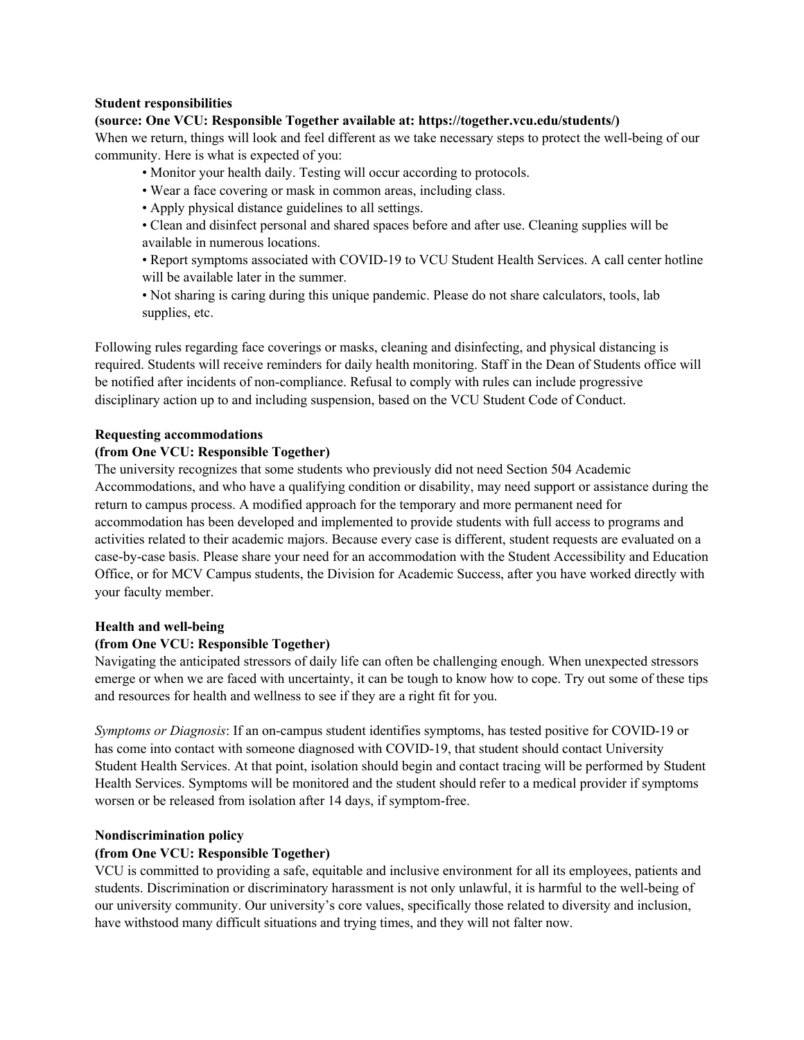**Student responsibilities**

**(source: One VCU: Responsible Together available at: https://together.vcu.edu/students/)**

When we return, things will look and feel different as we take necessary steps to protect the well-being of our community. Here is what is expected of you:

- Monitor your health daily. Testing will occur according to protocols.
- Wear a face covering or mask in common areas, including class.
- Apply physical distance guidelines to all settings.
- Clean and disinfect personal and shared spaces before and after use. Cleaning supplies will be available in numerous locations.
- Report symptoms associated with COVID-19 to VCU Student Health Services. A call center hotline will be available later in the summer.
- Not sharing is caring during this unique pandemic. Please do not share calculators, tools, lab supplies, etc.

Following rules regarding face coverings or masks, cleaning and disinfecting, and physical distancing is required. Students will receive reminders for daily health monitoring. Staff in the Dean of Students office will be notified after incidents of non-compliance. Refusal to comply with rules can include progressive disciplinary action up to and including suspension, based on the VCU Student Code of Conduct.

**Requesting accommodations**

**(from One VCU: Responsible Together)**

The university recognizes that some students who previously did not need Section 504 Academic Accommodations, and who have a qualifying condition or disability, may need support or assistance during the return to campus process. A modified approach for the temporary and more permanent need for accommodation has been developed and implemented to provide students with full access to programs and activities related to their academic majors. Because every case is different, student requests are evaluated on a case-by-case basis. Please share your need for an accommodation with the Student Accessibility and Education Office, or for MCV Campus students, the Division for Academic Success, after you have worked directly with your faculty member.

**Health and well-being**

**(from One VCU: Responsible Together)**

Navigating the anticipated stressors of daily life can often be challenging enough. When unexpected stressors emerge or when we are faced with uncertainty, it can be tough to know how to cope. Try out some of these tips and resources for health and wellness to see if they are a right fit for you.

*Symptoms or Diagnosis*: If an on-campus student identifies symptoms, has tested positive for COVID-19 or has come into contact with someone diagnosed with COVID-19, that student should contact University Student Health Services. At that point, isolation should begin and contact tracing will be performed by Student Health Services. Symptoms will be monitored and the student should refer to a medical provider if symptoms worsen or be released from isolation after 14 days, if symptom-free.

**Nondiscrimination policy**

**(from One VCU: Responsible Together)**

VCU is committed to providing a safe, equitable and inclusive environment for all its employees, patients and students. Discrimination or discriminatory harassment is not only unlawful, it is harmful to the well-being of our university community. Our university's core values, specifically those related to diversity and inclusion, have withstood many difficult situations and trying times, and they will not falter now.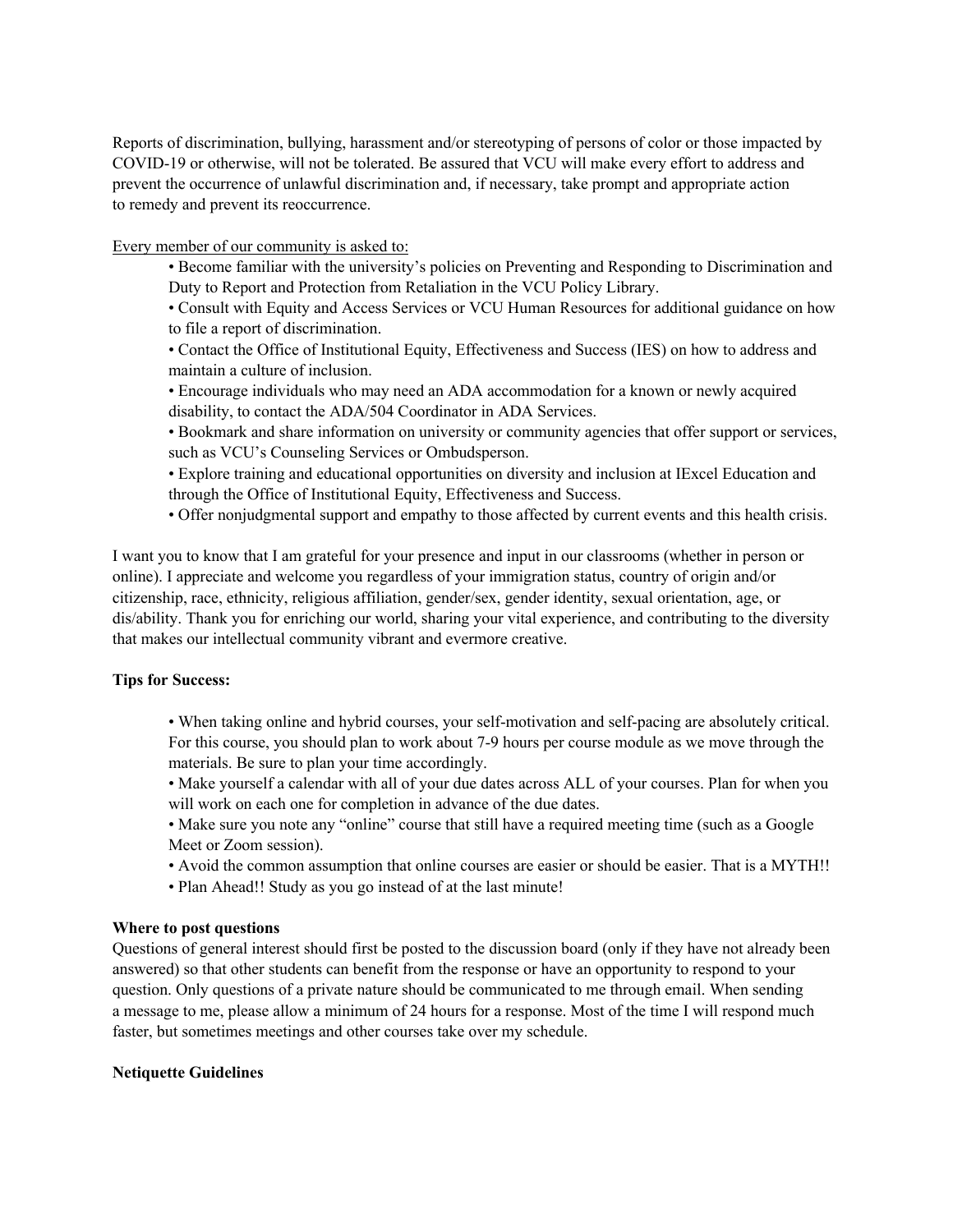Reports of discrimination, bullying, harassment and/or stereotyping of persons of color or those impacted by COVID-19 or otherwise, will not be tolerated. Be assured that VCU will make every effort to address and prevent the occurrence of unlawful discrimination and, if necessary, take prompt and appropriate action to remedy and prevent its reoccurrence.

Every member of our community is asked to:

- Become familiar with the university's policies on Preventing and Responding to Discrimination and Duty to Report and Protection from Retaliation in the VCU Policy Library.
- Consult with Equity and Access Services or VCU Human Resources for additional guidance on how to file a report of discrimination.
- Contact the Office of Institutional Equity, Effectiveness and Success (IES) on how to address and maintain a culture of inclusion.
- Encourage individuals who may need an ADA accommodation for a known or newly acquired disability, to contact the ADA/504 Coordinator in ADA Services.
- Bookmark and share information on university or community agencies that offer support or services, such as VCU's Counseling Services or Ombudsperson.
- Explore training and educational opportunities on diversity and inclusion at IExcel Education and through the Office of Institutional Equity, Effectiveness and Success.
- Offer nonjudgmental support and empathy to those affected by current events and this health crisis.

I want you to know that I am grateful for your presence and input in our classrooms (whether in person or online). I appreciate and welcome you regardless of your immigration status, country of origin and/or citizenship, race, ethnicity, religious affiliation, gender/sex, gender identity, sexual orientation, age, or dis/ability. Thank you for enriching our world, sharing your vital experience, and contributing to the diversity that makes our intellectual community vibrant and evermore creative.

**Tips for Success:**

- When taking online and hybrid courses, your self-motivation and self-pacing are absolutely critical. For this course, you should plan to work about 7-9 hours per course module as we move through the materials. Be sure to plan your time accordingly.
- Make yourself a calendar with all of your due dates across ALL of your courses. Plan for when you will work on each one for completion in advance of the due dates.
- Make sure you note any "online" course that still have a required meeting time (such as a Google Meet or Zoom session).
- Avoid the common assumption that online courses are easier or should be easier. That is a MYTH!!
- Plan Ahead!! Study as you go instead of at the last minute!

**Where to post questions**

Questions of general interest should first be posted to the discussion board (only if they have not already been answered) so that other students can benefit from the response or have an opportunity to respond to your question. Only questions of a private nature should be communicated to me through email. When sending a message to me, please allow a minimum of 24 hours for a response. Most of the time I will respond much faster, but sometimes meetings and other courses take over my schedule.

**Netiquette Guidelines**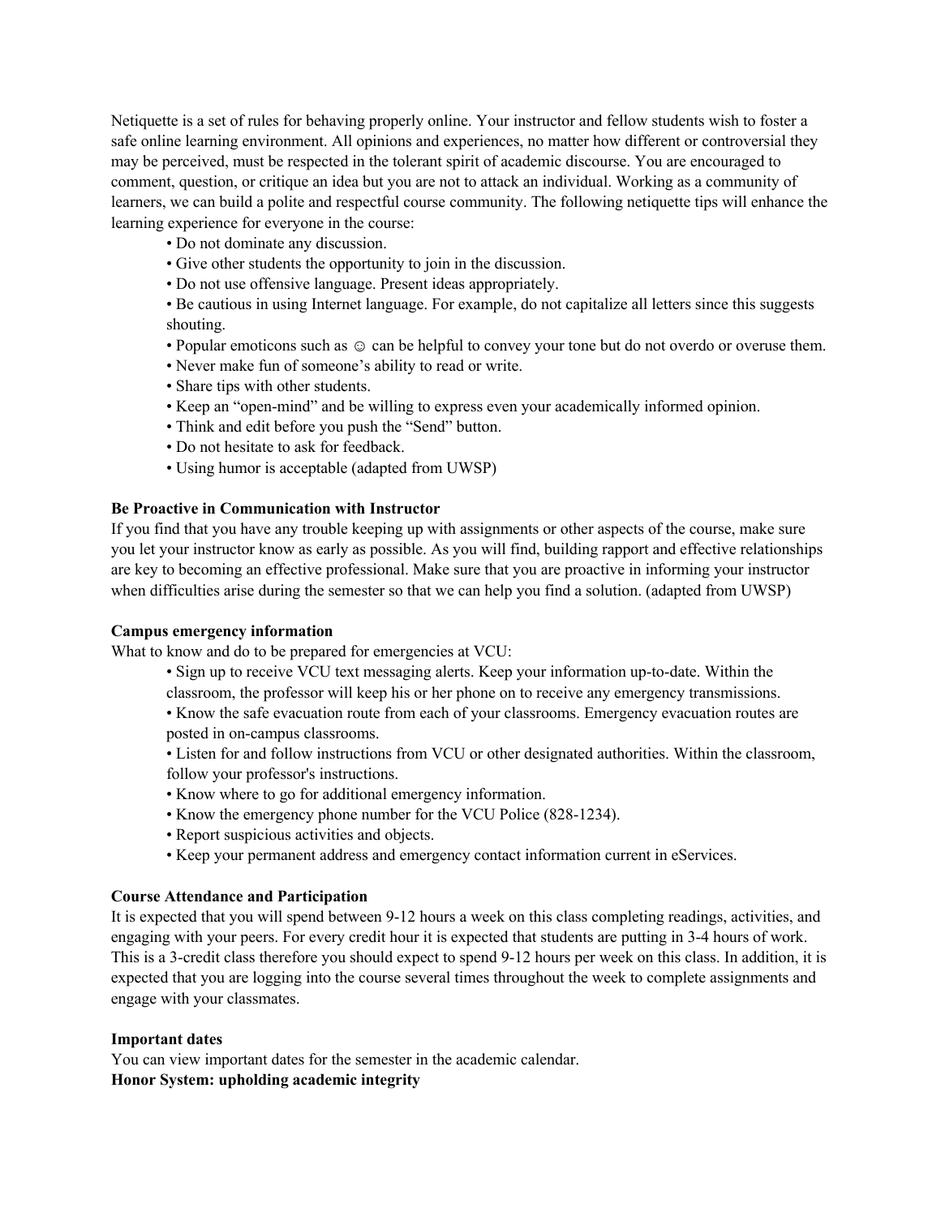Netiquette is a set of rules for behaving properly online. Your instructor and fellow students wish to foster a safe online learning environment. All opinions and experiences, no matter how different or controversial they may be perceived, must be respected in the tolerant spirit of academic discourse. You are encouraged to comment, question, or critique an idea but you are not to attack an individual. Working as a community of learners, we can build a polite and respectful course community. The following netiquette tips will enhance the learning experience for everyone in the course:

- Do not dominate any discussion.
- Give other students the opportunity to join in the discussion.
- Do not use offensive language. Present ideas appropriately.
- Be cautious in using Internet language. For example, do not capitalize all letters since this suggests shouting.
- Popular emoticons such as ☺ can be helpful to convey your tone but do not overdo or overuse them.
- Never make fun of someone's ability to read or write.
- Share tips with other students.
- Keep an "open-mind" and be willing to express even your academically informed opinion.
- Think and edit before you push the "Send" button.
- Do not hesitate to ask for feedback.
- Using humor is acceptable (adapted from UWSP)

**Be Proactive in Communication with Instructor**

If you find that you have any trouble keeping up with assignments or other aspects of the course, make sure you let your instructor know as early as possible. As you will find, building rapport and effective relationships are key to becoming an effective professional. Make sure that you are proactive in informing your instructor when difficulties arise during the semester so that we can help you find a solution. (adapted from UWSP)

**Campus emergency information**

What to know and do to be prepared for emergencies at VCU:

- Sign up to receive VCU text messaging alerts. Keep your information up-to-date. Within the classroom, the professor will keep his or her phone on to receive any emergency transmissions.
- Know the safe evacuation route from each of your classrooms. Emergency evacuation routes are posted in on-campus classrooms.
- Listen for and follow instructions from VCU or other designated authorities. Within the classroom, follow your professor's instructions.
- Know where to go for additional emergency information.
- Know the emergency phone number for the VCU Police (828-1234).
- Report suspicious activities and objects.
- Keep your permanent address and emergency contact information current in eServices.

**Course Attendance and Participation**

It is expected that you will spend between 9-12 hours a week on this class completing readings, activities, and engaging with your peers. For every credit hour it is expected that students are putting in 3-4 hours of work. This is a 3-credit class therefore you should expect to spend 9-12 hours per week on this class. In addition, it is expected that you are logging into the course several times throughout the week to complete assignments and engage with your classmates.

**Important dates**

You can view important dates for the semester in the academic calendar.

**Honor System: upholding academic integrity**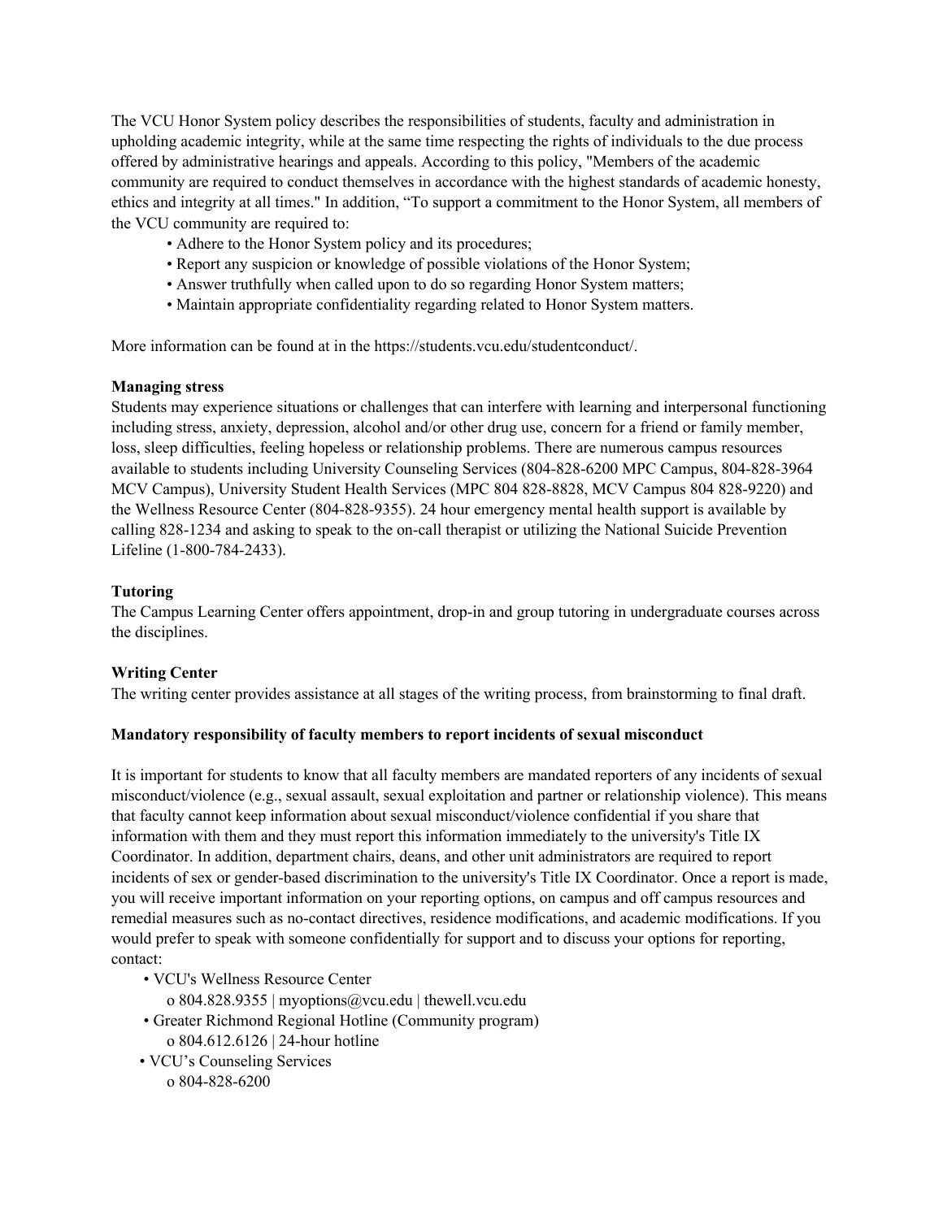The VCU Honor System policy describes the responsibilities of students, faculty and administration in upholding academic integrity, while at the same time respecting the rights of individuals to the due process offered by administrative hearings and appeals. According to this policy, "Members of the academic community are required to conduct themselves in accordance with the highest standards of academic honesty, ethics and integrity at all times." In addition, "To support a commitment to the Honor System, all members of the VCU community are required to:

- Adhere to the Honor System policy and its procedures;
- Report any suspicion or knowledge of possible violations of the Honor System;
- Answer truthfully when called upon to do so regarding Honor System matters;
- Maintain appropriate confidentiality regarding related to Honor System matters.

More information can be found at in the https://students.vcu.edu/studentconduct/.

**Managing stress**

Students may experience situations or challenges that can interfere with learning and interpersonal functioning including stress, anxiety, depression, alcohol and/or other drug use, concern for a friend or family member, loss, sleep difficulties, feeling hopeless or relationship problems. There are numerous campus resources available to students including University Counseling Services (804-828-6200 MPC Campus, 804-828-3964 MCV Campus), University Student Health Services (MPC 804 828-8828, MCV Campus 804 828-9220) and the Wellness Resource Center (804-828-9355). 24 hour emergency mental health support is available by calling 828-1234 and asking to speak to the on-call therapist or utilizing the National Suicide Prevention Lifeline (1-800-784-2433).

**Tutoring**

The Campus Learning Center offers appointment, drop-in and group tutoring in undergraduate courses across the disciplines.

**Writing Center**

The writing center provides assistance at all stages of the writing process, from brainstorming to final draft.

**Mandatory responsibility of faculty members to report incidents of sexual misconduct**

It is important for students to know that all faculty members are mandated reporters of any incidents of sexual misconduct/violence (e.g., sexual assault, sexual exploitation and partner or relationship violence). This means that faculty cannot keep information about sexual misconduct/violence confidential if you share that information with them and they must report this information immediately to the university's Title IX Coordinator. In addition, department chairs, deans, and other unit administrators are required to report incidents of sex or gender-based discrimination to the university's Title IX Coordinator. Once a report is made, you will receive important information on your reporting options, on campus and off campus resources and remedial measures such as no-contact directives, residence modifications, and academic modifications. If you would prefer to speak with someone confidentially for support and to discuss your options for reporting, contact:

- VCU's Wellness Resource Center
  - 804.828.9355 | myoptions@vcu.edu | thewell.vcu.edu
- Greater Richmond Regional Hotline (Community program)
  - 804.612.6126 | 24-hour hotline
- VCU's Counseling Services
  - 804-828-6200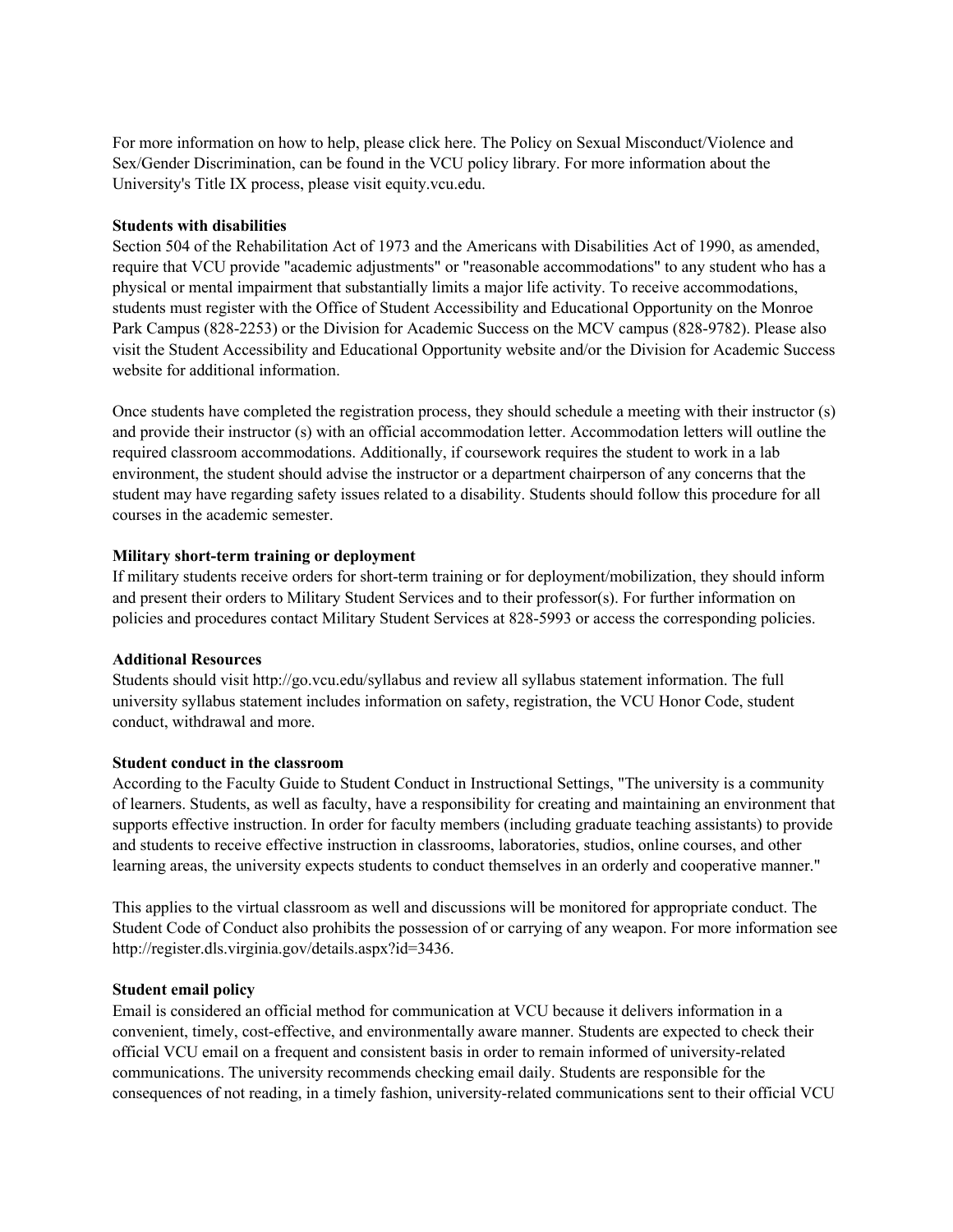For more information on how to help, please click here. The Policy on Sexual Misconduct/Violence and Sex/Gender Discrimination, can be found in the VCU policy library. For more information about the University's Title IX process, please visit equity.vcu.edu.

**Students with disabilities**

Section 504 of the Rehabilitation Act of 1973 and the Americans with Disabilities Act of 1990, as amended, require that VCU provide "academic adjustments" or "reasonable accommodations" to any student who has a physical or mental impairment that substantially limits a major life activity. To receive accommodations, students must register with the Office of Student Accessibility and Educational Opportunity on the Monroe Park Campus (828-2253) or the Division for Academic Success on the MCV campus (828-9782). Please also visit the Student Accessibility and Educational Opportunity website and/or the Division for Academic Success website for additional information.

Once students have completed the registration process, they should schedule a meeting with their instructor (s) and provide their instructor (s) with an official accommodation letter. Accommodation letters will outline the required classroom accommodations. Additionally, if coursework requires the student to work in a lab environment, the student should advise the instructor or a department chairperson of any concerns that the student may have regarding safety issues related to a disability. Students should follow this procedure for all courses in the academic semester.

**Military short-term training or deployment**

If military students receive orders for short-term training or for deployment/mobilization, they should inform and present their orders to Military Student Services and to their professor(s). For further information on policies and procedures contact Military Student Services at 828-5993 or access the corresponding policies.

**Additional Resources**

Students should visit http://go.vcu.edu/syllabus and review all syllabus statement information. The full university syllabus statement includes information on safety, registration, the VCU Honor Code, student conduct, withdrawal and more.

**Student conduct in the classroom**

According to the Faculty Guide to Student Conduct in Instructional Settings, "The university is a community of learners. Students, as well as faculty, have a responsibility for creating and maintaining an environment that supports effective instruction. In order for faculty members (including graduate teaching assistants) to provide and students to receive effective instruction in classrooms, laboratories, studios, online courses, and other learning areas, the university expects students to conduct themselves in an orderly and cooperative manner."

This applies to the virtual classroom as well and discussions will be monitored for appropriate conduct. The Student Code of Conduct also prohibits the possession of or carrying of any weapon. For more information see http://register.dls.virginia.gov/details.aspx?id=3436.

**Student email policy**

Email is considered an official method for communication at VCU because it delivers information in a convenient, timely, cost-effective, and environmentally aware manner. Students are expected to check their official VCU email on a frequent and consistent basis in order to remain informed of university-related communications. The university recommends checking email daily. Students are responsible for the consequences of not reading, in a timely fashion, university-related communications sent to their official VCU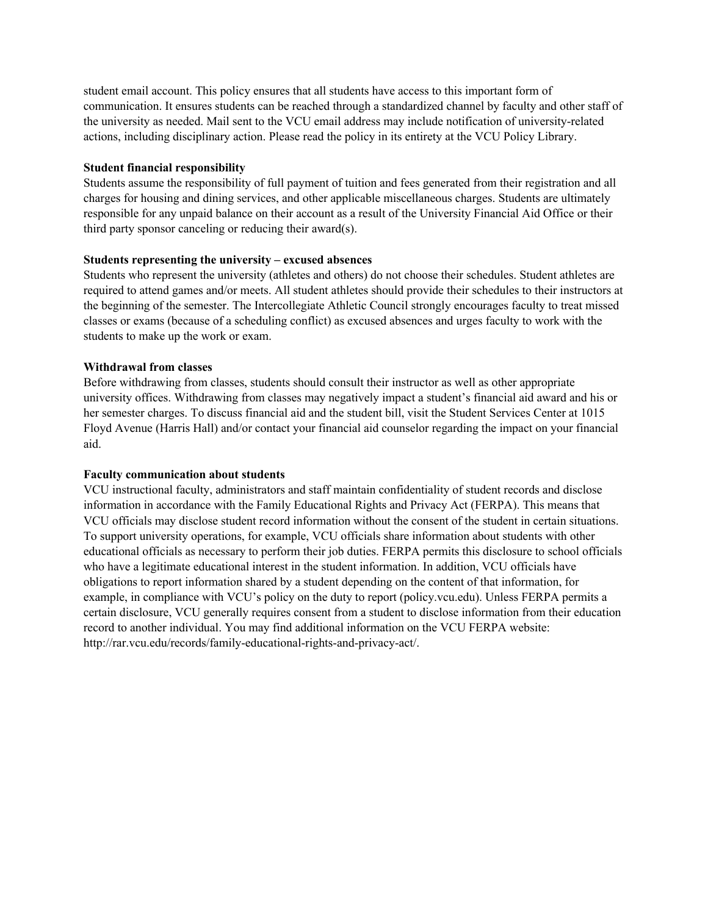student email account. This policy ensures that all students have access to this important form of communication. It ensures students can be reached through a standardized channel by faculty and other staff of the university as needed. Mail sent to the VCU email address may include notification of university-related actions, including disciplinary action. Please read the policy in its entirety at the VCU Policy Library.

**Student financial responsibility**
Students assume the responsibility of full payment of tuition and fees generated from their registration and all charges for housing and dining services, and other applicable miscellaneous charges. Students are ultimately responsible for any unpaid balance on their account as a result of the University Financial Aid Office or their third party sponsor canceling or reducing their award(s).

**Students representing the university – excused absences**
Students who represent the university (athletes and others) do not choose their schedules. Student athletes are required to attend games and/or meets. All student athletes should provide their schedules to their instructors at the beginning of the semester. The Intercollegiate Athletic Council strongly encourages faculty to treat missed classes or exams (because of a scheduling conflict) as excused absences and urges faculty to work with the students to make up the work or exam.

**Withdrawal from classes**
Before withdrawing from classes, students should consult their instructor as well as other appropriate university offices. Withdrawing from classes may negatively impact a student's financial aid award and his or her semester charges. To discuss financial aid and the student bill, visit the Student Services Center at 1015 Floyd Avenue (Harris Hall) and/or contact your financial aid counselor regarding the impact on your financial aid.

**Faculty communication about students**
VCU instructional faculty, administrators and staff maintain confidentiality of student records and disclose information in accordance with the Family Educational Rights and Privacy Act (FERPA). This means that VCU officials may disclose student record information without the consent of the student in certain situations. To support university operations, for example, VCU officials share information about students with other educational officials as necessary to perform their job duties. FERPA permits this disclosure to school officials who have a legitimate educational interest in the student information. In addition, VCU officials have obligations to report information shared by a student depending on the content of that information, for example, in compliance with VCU's policy on the duty to report (policy.vcu.edu). Unless FERPA permits a certain disclosure, VCU generally requires consent from a student to disclose information from their education record to another individual. You may find additional information on the VCU FERPA website: http://rar.vcu.edu/records/family-educational-rights-and-privacy-act/.